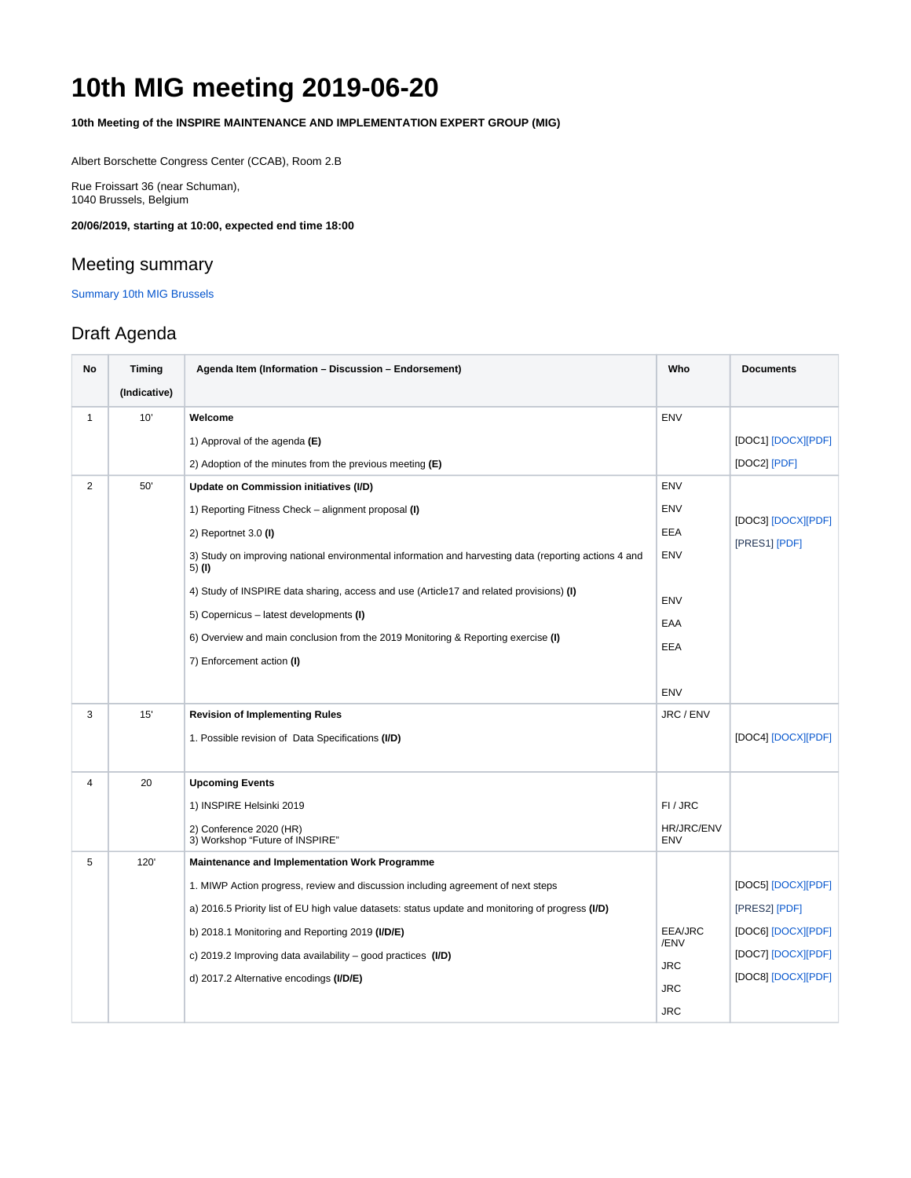# 10th MIG meeting 2019-06-20

**10th Meeting of the INSPIRE MAINTENANCE AND IMPLEMENTATION EXPERT GROUP (MIG)**

Albert Borschette Congress Center (CCAB), Room 2.B

Rue Froissart 36 (near Schuman),
1040 Brussels, Belgium

**20/06/2019, starting at 10:00, expected end time 18:00**

## Meeting summary

Summary 10th MIG Brussels

## Draft Agenda

| No | Timing (Indicative) | Agenda Item (Information – Discussion – Endorsement) | Who | Documents |
|---|---|---|---|---|
| 1 | 10' | **Welcome**<br>1) Approval of the agenda **(E)**<br>2) Adoption of the minutes from the previous meeting **(E)** | ENV | [DOC1] [DOCX][PDF]<br>[DOC2] [PDF] |
| 2 | 50' | **Update on Commission initiatives (I/D)**<br>1) Reporting Fitness Check – alignment proposal **(I)**<br>2) Reportnet 3.0 **(I)**<br>3) Study on improving national environmental information and harvesting data (reporting actions 4 and 5) **(I)**<br>4) Study of INSPIRE data sharing, access and use (Article17 and related provisions) **(I)**<br>5) Copernicus – latest developments **(I)**<br>6) Overview and main conclusion from the 2019 Monitoring & Reporting exercise **(I)**<br>7) Enforcement action **(I)** | ENV<br>ENV<br>EEA<br>ENV<br>ENV<br>EAA<br>EEA<br>ENV | [DOC3] [DOCX][PDF]<br>[PRES1] [PDF] |
| 3 | 15' | **Revision of Implementing Rules**<br>1. Possible revision of Data Specifications **(I/D)** | JRC / ENV | [DOC4] [DOCX][PDF] |
| 4 | 20 | **Upcoming Events**<br>1) INSPIRE Helsinki 2019<br>2) Conference 2020 (HR)<br>3) Workshop "Future of INSPIRE" | FI / JRC<br>HR/JRC/ENV<br>ENV | |
| 5 | 120' | **Maintenance and Implementation Work Programme**<br>1. MIWP Action progress, review and discussion including agreement of next steps<br>a) 2016.5 Priority list of EU high value datasets: status update and monitoring of progress **(I/D)**<br>b) 2018.1 Monitoring and Reporting 2019 **(I/D/E)**<br>c) 2019.2 Improving data availability – good practices **(I/D)**<br>d) 2017.2 Alternative encodings **(I/D/E)** | EEA/JRC /ENV<br>JRC<br>JRC<br>JRC | [DOC5] [DOCX][PDF]<br>[PRES2] [PDF]<br>[DOC6] [DOCX][PDF]<br>[DOC7] [DOCX][PDF]<br>[DOC8] [DOCX][PDF] |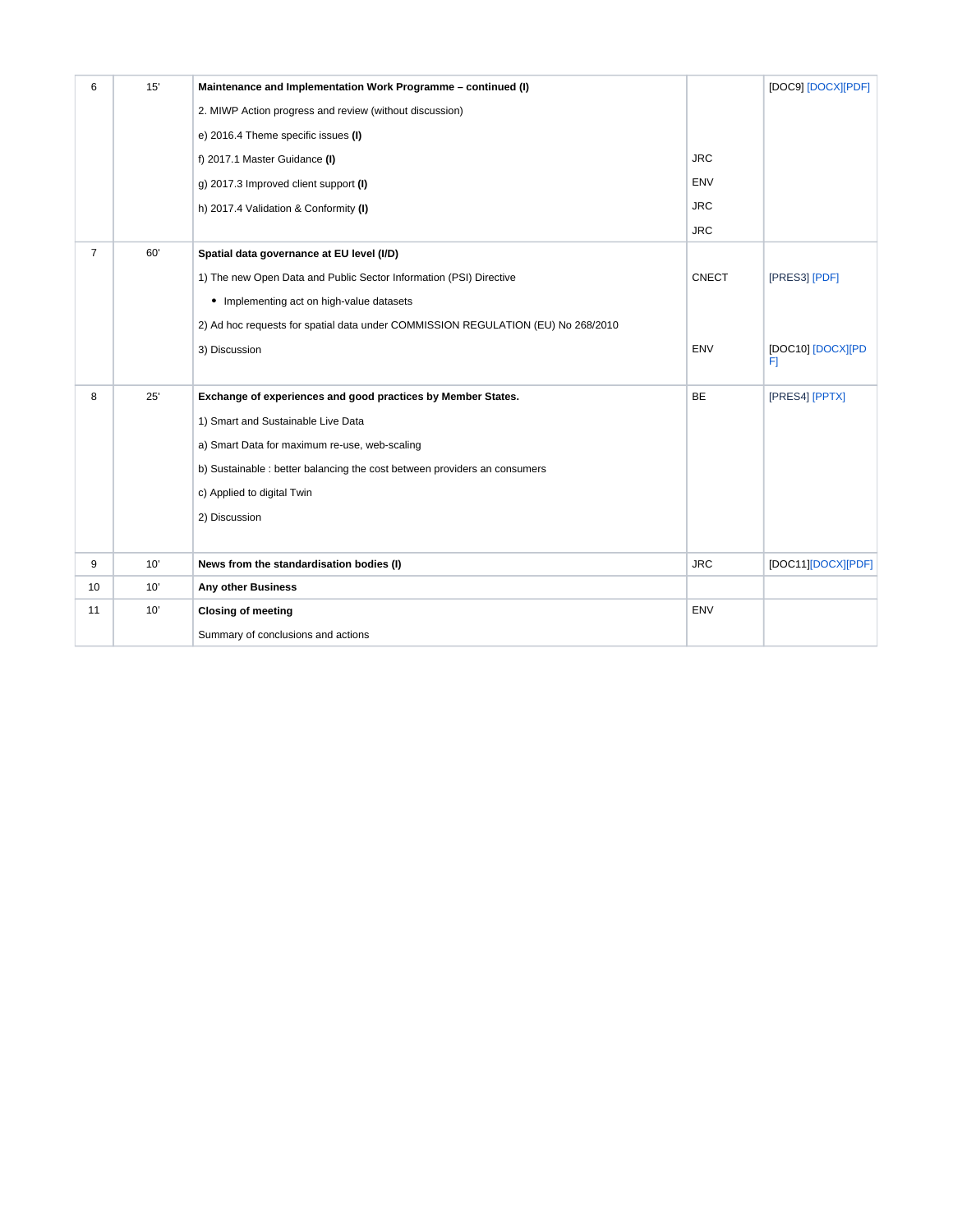| | | | | |
|---|---|---|---|---|
| 6 | 15' | **Maintenance and Implementation Work Programme – continued (I)**<br>2. MIWP Action progress and review (without discussion)<br>e) 2016.4 Theme specific issues **(I)**<br>f) 2017.1 Master Guidance **(I)**<br>g) 2017.3 Improved client support **(I)**<br>h) 2017.4 Validation & Conformity **(I)** | <br><br><br>JRC<br>ENV<br>JRC<br>JRC | [DOC9] [DOCX][PDF] |
| 7 | 60' | **Spatial data governance at EU level (I/D)**<br>1) The new Open Data and Public Sector Information (PSI) Directive<br>• Implementing act on high-value datasets<br>2) Ad hoc requests for spatial data under COMMISSION REGULATION (EU) No 268/2010<br>3) Discussion | <br>CNECT<br><br><br>ENV | <br>[PRES3] [PDF]<br><br><br>[DOC10] [DOCX][PDF] |
| 8 | 25' | **Exchange of experiences and good practices by Member States.**<br>1) Smart and Sustainable Live Data<br>a) Smart Data for maximum re-use, web-scaling<br>b) Sustainable : better balancing the cost between providers an consumers<br>c) Applied to digital Twin<br>2) Discussion | BE | [PRES4] [PPTX] |
| 9 | 10' | **News from the standardisation bodies (I)** | JRC | [DOC11][DOCX][PDF] |
| 10 | 10' | **Any other Business** | | |
| 11 | 10' | **Closing of meeting**<br>Summary of conclusions and actions | ENV | |